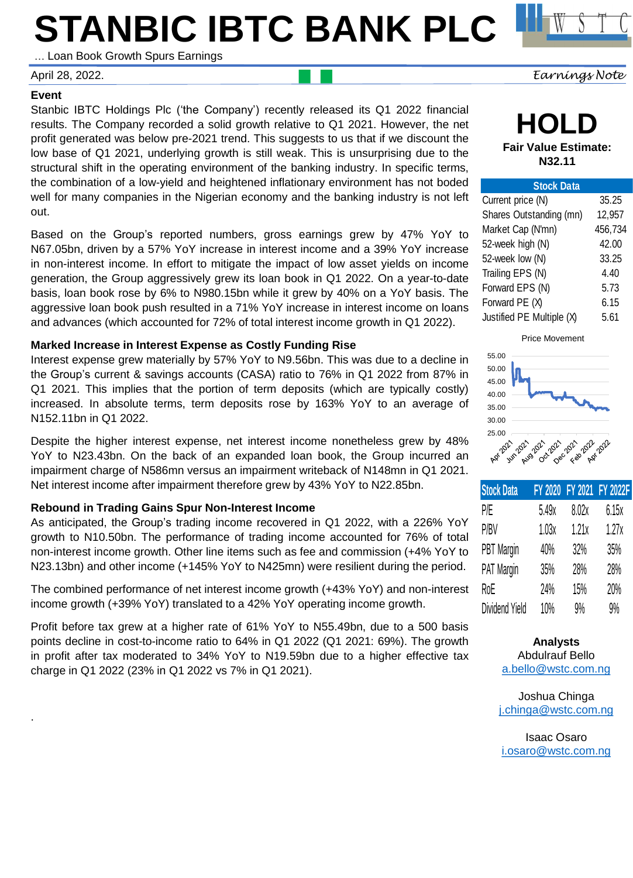# STANBIC IBTC BANK PLC

… Loan Book Growth Spurs Earnings

April 28, 2022.

*Earnings Note*

### Event

Stanbic IBTC Holdings Plc ('the Company') recently released its Q1 2022 financial results. The Company recorded a solid growth relative to Q1 2021. However, the net profit generated was below pre-2021 trend. This suggests to us that if we discount the low base of Q1 2021, underlying growth is still weak. This is unsurprising due to the structural shift in the operating environment of the banking industry. In specific terms, the combination of a low-yield and heightened inflationary environment has not boded well for many companies in the Nigerian economy and the banking industry is not left out.

Based on the Group's reported numbers, gross earnings grew by 47% YoY to N67.05bn, driven by a 57% YoY increase in interest income and a 39% YoY increase in non-interest income. In effort to mitigate the impact of low asset yields on income generation, the Group aggressively grew its loan book in Q1 2022. On a year-to-date basis, loan book rose by 6% to N980.15bn while it grew by 40% on a YoY basis. The aggressive loan book push resulted in a 71% YoY increase in interest income on loans and advances (which accounted for 72% of total interest income growth in Q1 2022).

### Marked Increase in Interest Expense as Costly Funding Rise

Interest expense grew materially by 57% YoY to N9.56bn. This was due to a decline in the Group's current & savings accounts (CASA) ratio to 76% in Q1 2022 from 87% in Q1 2021. This implies that the portion of term deposits (which are typically costly) increased. In absolute terms, term deposits rose by 163% YoY to an average of N152.11bn in Q1 2022.

Despite the higher interest expense, net interest income nonetheless grew by 48% YoY to N23.43bn. On the back of an expanded loan book, the Group incurred an impairment charge of N586mn versus an impairment writeback of N148mn in Q1 2021. Net interest income after impairment therefore grew by 43% YoY to N22.85bn.

### Rebound in Trading Gains Spur Non-Interest Income

As anticipated, the Group's trading income recovered in Q1 2022, with a 226% YoY growth to N10.50bn. The performance of trading income accounted for 76% of total non-interest income growth. Other line items such as fee and commission (+4% YoY to N23.13bn) and other income (+145% YoY to N425mn) were resilient during the period.

The combined performance of net interest income growth (+43% YoY) and non-interest income growth (+39% YoY) translated to a 42% YoY operating income growth.

Profit before tax grew at a higher rate of 61% YoY to N55.49bn, due to a 500 basis points decline in cost-to-income ratio to 64% in Q1 2022 (Q1 2021: 69%). The growth in profit after tax moderated to 34% YoY to N19.59bn due to a higher effective tax charge in Q1 2022 (23% in Q1 2022 vs 7% in Q1 2021).

.

## HOLD

**Fair Value Estimate: N32.11**

| Stock Data | |
|---|---|
| Current price (N) | 35.25 |
| Shares Outstanding (mn) | 12,957 |
| Market Cap (N'mn) | 456,734 |
| 52-week high (N) | 42.00 |
| 52-week low (N) | 33.25 |
| Trailing EPS (N) | 4.40 |
| Forward EPS (N) | 5.73 |
| Forward PE (X) | 6.15 |
| Justified PE Multiple (X) | 5.61 |

Price Movement

| Stock Data | FY 2020 | FY 2021 | FY 2022F |
|---|---|---|---|
| P/E | 5.49x | 8.02x | 6.15x |
| P/BV | 1.03x | 1.21x | 1.27x |
| PBT Margin | 40% | 32% | 35% |
| PAT Margin | 35% | 28% | 28% |
| RoE | 24% | 15% | 20% |
| Dividend Yield | 10% | 9% | 9% |

**Analysts**

Abdulrauf Bello
a.bello@wstc.com.ng

Joshua Chinga
j.chinga@wstc.com.ng

Isaac Osaro
i.osaro@wstc.com.ng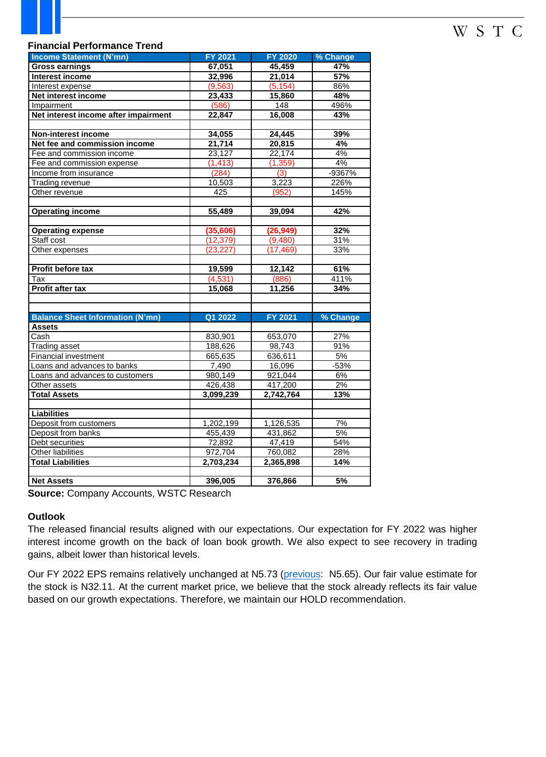## Financial Performance Trend

| **Income Statement (N'mn)** | **FY 2021** | **FY 2020** | **% Change** |
|---|---|---|---|
| **Gross earnings** | **67,051** | **45,459** | **47%** |
| **Interest income** | **32,996** | **21,014** | **57%** |
| Interest expense | (9,563) | (5,154) | 86% |
| **Net interest income** | **23,433** | **15,860** | **48%** |
| Impairment | (586) | 148 | 496% |
| **Net interest income after impairment** | **22,847** | **16,008** | **43%** |
| | | | |
| **Non-interest income** | **34,055** | **24,445** | **39%** |
| **Net fee and commission income** | **21,714** | **20,815** | **4%** |
| Fee and commission income | 23,127 | 22,174 | 4% |
| Fee and commission expense | (1,413) | (1,359) | 4% |
| Income from insurance | (284) | (3) | -9367% |
| Trading revenue | 10,503 | 3,223 | 226% |
| Other revenue | 425 | (952) | 145% |
| | | | |
| **Operating income** | **55,489** | **39,094** | **42%** |
| | | | |
| **Operating expense** | **(35,606)** | **(26,949)** | **32%** |
| Staff cost | (12,379) | (9,480) | 31% |
| Other expenses | (23,227) | (17,469) | 33% |
| | | | |
| **Profit before tax** | **19,599** | **12,142** | **61%** |
| Tax | (4,531) | (886) | 411% |
| **Profit after tax** | **15,068** | **11,256** | **34%** |
| | | | |
| | | | |
| **Balance Sheet Information (N'mn)** | **Q1 2022** | **FY 2021** | **% Change** |
| **Assets** | | | |
| Cash | 830,901 | 653,070 | 27% |
| Trading asset | 188,626 | 98,743 | 91% |
| Financial investment | 665,635 | 636,611 | 5% |
| Loans and advances to banks | 7,490 | 16,096 | -53% |
| Loans and advances to customers | 980,149 | 921,044 | 6% |
| Other assets | 426,438 | 417,200 | 2% |
| **Total Assets** | **3,099,239** | **2,742,764** | **13%** |
| | | | |
| **Liabilities** | | | |
| Deposit from customers | 1,202,199 | 1,126,535 | 7% |
| Deposit from banks | 455,439 | 431,862 | 5% |
| Debt securities | 72,892 | 47,419 | 54% |
| Other liabilities | 972,704 | 760,082 | 28% |
| **Total Liabilities** | **2,703,234** | **2,365,898** | **14%** |
| | | | |
| **Net Assets** | **396,005** | **376,866** | **5%** |

**Source:** Company Accounts, WSTC Research

### Outlook

The released financial results aligned with our expectations. Our expectation for FY 2022 was higher interest income growth on the back of loan book growth. We also expect to see recovery in trading gains, albeit lower than historical levels.

Our FY 2022 EPS remains relatively unchanged at N5.73 (previous: N5.65). Our fair value estimate for the stock is N32.11. At the current market price, we believe that the stock already reflects its fair value based on our growth expectations. Therefore, we maintain our HOLD recommendation.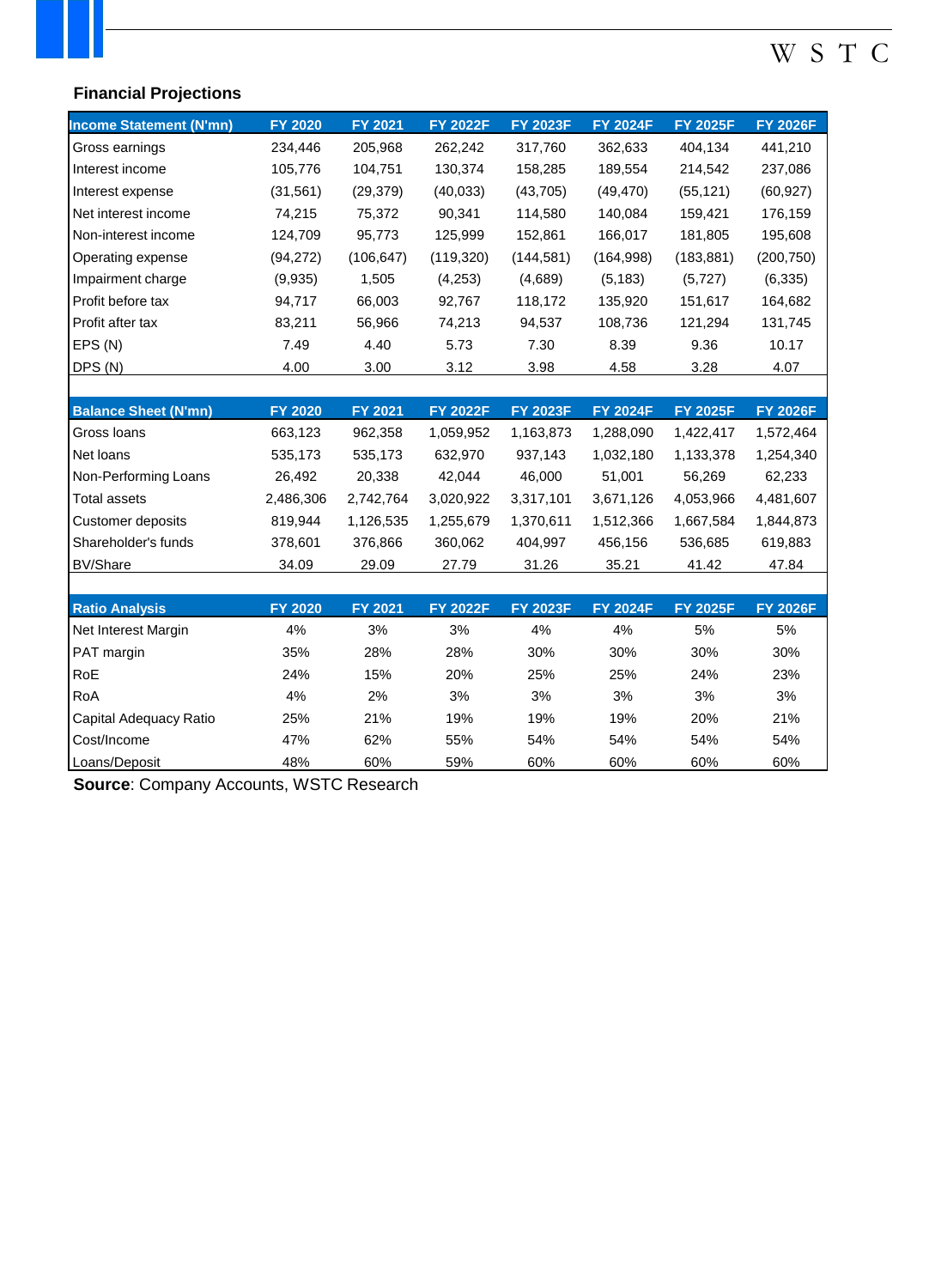## Financial Projections

| Income Statement (N'mn) | FY 2020 | FY 2021 | FY 2022F | FY 2023F | FY 2024F | FY 2025F | FY 2026F |
|---|---|---|---|---|---|---|---|
| Gross earnings | 234,446 | 205,968 | 262,242 | 317,760 | 362,633 | 404,134 | 441,210 |
| Interest income | 105,776 | 104,751 | 130,374 | 158,285 | 189,554 | 214,542 | 237,086 |
| Interest expense | (31,561) | (29,379) | (40,033) | (43,705) | (49,470) | (55,121) | (60,927) |
| Net interest income | 74,215 | 75,372 | 90,341 | 114,580 | 140,084 | 159,421 | 176,159 |
| Non-interest income | 124,709 | 95,773 | 125,999 | 152,861 | 166,017 | 181,805 | 195,608 |
| Operating expense | (94,272) | (106,647) | (119,320) | (144,581) | (164,998) | (183,881) | (200,750) |
| Impairment charge | (9,935) | 1,505 | (4,253) | (4,689) | (5,183) | (5,727) | (6,335) |
| Profit before tax | 94,717 | 66,003 | 92,767 | 118,172 | 135,920 | 151,617 | 164,682 |
| Profit after tax | 83,211 | 56,966 | 74,213 | 94,537 | 108,736 | 121,294 | 131,745 |
| EPS (N) | 7.49 | 4.40 | 5.73 | 7.30 | 8.39 | 9.36 | 10.17 |
| DPS (N) | 4.00 | 3.00 | 3.12 | 3.98 | 4.58 | 3.28 | 4.07 |

| Balance Sheet (N'mn) | FY 2020 | FY 2021 | FY 2022F | FY 2023F | FY 2024F | FY 2025F | FY 2026F |
|---|---|---|---|---|---|---|---|
| Gross loans | 663,123 | 962,358 | 1,059,952 | 1,163,873 | 1,288,090 | 1,422,417 | 1,572,464 |
| Net loans | 535,173 | 535,173 | 632,970 | 937,143 | 1,032,180 | 1,133,378 | 1,254,340 |
| Non-Performing Loans | 26,492 | 20,338 | 42,044 | 46,000 | 51,001 | 56,269 | 62,233 |
| Total assets | 2,486,306 | 2,742,764 | 3,020,922 | 3,317,101 | 3,671,126 | 4,053,966 | 4,481,607 |
| Customer deposits | 819,944 | 1,126,535 | 1,255,679 | 1,370,611 | 1,512,366 | 1,667,584 | 1,844,873 |
| Shareholder's funds | 378,601 | 376,866 | 360,062 | 404,997 | 456,156 | 536,685 | 619,883 |
| BV/Share | 34.09 | 29.09 | 27.79 | 31.26 | 35.21 | 41.42 | 47.84 |

| Ratio Analysis | FY 2020 | FY 2021 | FY 2022F | FY 2023F | FY 2024F | FY 2025F | FY 2026F |
|---|---|---|---|---|---|---|---|
| Net Interest Margin | 4% | 3% | 3% | 4% | 4% | 5% | 5% |
| PAT margin | 35% | 28% | 28% | 30% | 30% | 30% | 30% |
| RoE | 24% | 15% | 20% | 25% | 25% | 24% | 23% |
| RoA | 4% | 2% | 3% | 3% | 3% | 3% | 3% |
| Capital Adequacy Ratio | 25% | 21% | 19% | 19% | 19% | 20% | 21% |
| Cost/Income | 47% | 62% | 55% | 54% | 54% | 54% | 54% |
| Loans/Deposit | 48% | 60% | 59% | 60% | 60% | 60% | 60% |

**Source**: Company Accounts, WSTC Research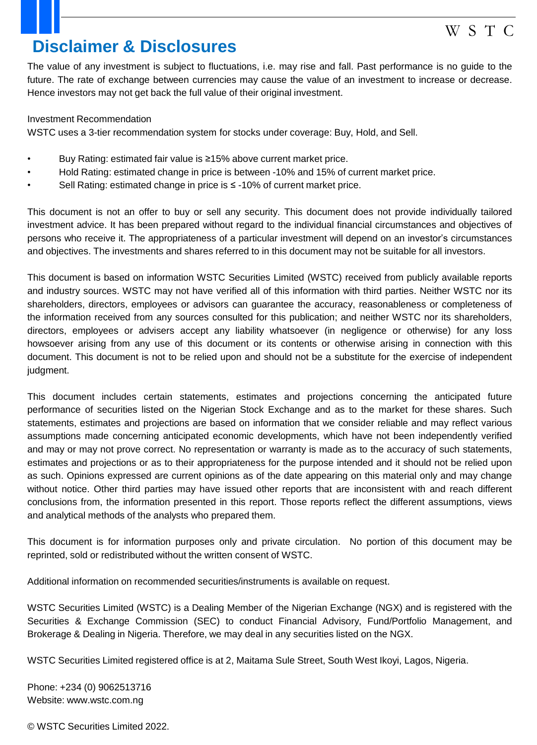# Disclaimer & Disclosures

The value of any investment is subject to fluctuations, i.e. may rise and fall. Past performance is no guide to the future. The rate of exchange between currencies may cause the value of an investment to increase or decrease. Hence investors may not get back the full value of their original investment.

Investment Recommendation

WSTC uses a 3-tier recommendation system for stocks under coverage: Buy, Hold, and Sell.

- Buy Rating: estimated fair value is ≥15% above current market price.
- Hold Rating: estimated change in price is between -10% and 15% of current market price.
- Sell Rating: estimated change in price is ≤ -10% of current market price.

This document is not an offer to buy or sell any security. This document does not provide individually tailored investment advice. It has been prepared without regard to the individual financial circumstances and objectives of persons who receive it. The appropriateness of a particular investment will depend on an investor's circumstances and objectives. The investments and shares referred to in this document may not be suitable for all investors.

This document is based on information WSTC Securities Limited (WSTC) received from publicly available reports and industry sources. WSTC may not have verified all of this information with third parties. Neither WSTC nor its shareholders, directors, employees or advisors can guarantee the accuracy, reasonableness or completeness of the information received from any sources consulted for this publication; and neither WSTC nor its shareholders, directors, employees or advisers accept any liability whatsoever (in negligence or otherwise) for any loss howsoever arising from any use of this document or its contents or otherwise arising in connection with this document. This document is not to be relied upon and should not be a substitute for the exercise of independent judgment.

This document includes certain statements, estimates and projections concerning the anticipated future performance of securities listed on the Nigerian Stock Exchange and as to the market for these shares. Such statements, estimates and projections are based on information that we consider reliable and may reflect various assumptions made concerning anticipated economic developments, which have not been independently verified and may or may not prove correct. No representation or warranty is made as to the accuracy of such statements, estimates and projections or as to their appropriateness for the purpose intended and it should not be relied upon as such. Opinions expressed are current opinions as of the date appearing on this material only and may change without notice. Other third parties may have issued other reports that are inconsistent with and reach different conclusions from, the information presented in this report. Those reports reflect the different assumptions, views and analytical methods of the analysts who prepared them.

This document is for information purposes only and private circulation. No portion of this document may be reprinted, sold or redistributed without the written consent of WSTC.

Additional information on recommended securities/instruments is available on request.

WSTC Securities Limited (WSTC) is a Dealing Member of the Nigerian Exchange (NGX) and is registered with the Securities & Exchange Commission (SEC) to conduct Financial Advisory, Fund/Portfolio Management, and Brokerage & Dealing in Nigeria. Therefore, we may deal in any securities listed on the NGX.

WSTC Securities Limited registered office is at 2, Maitama Sule Street, South West Ikoyi, Lagos, Nigeria.

Phone: +234 (0) 9062513716
Website: www.wstc.com.ng

© WSTC Securities Limited 2022.